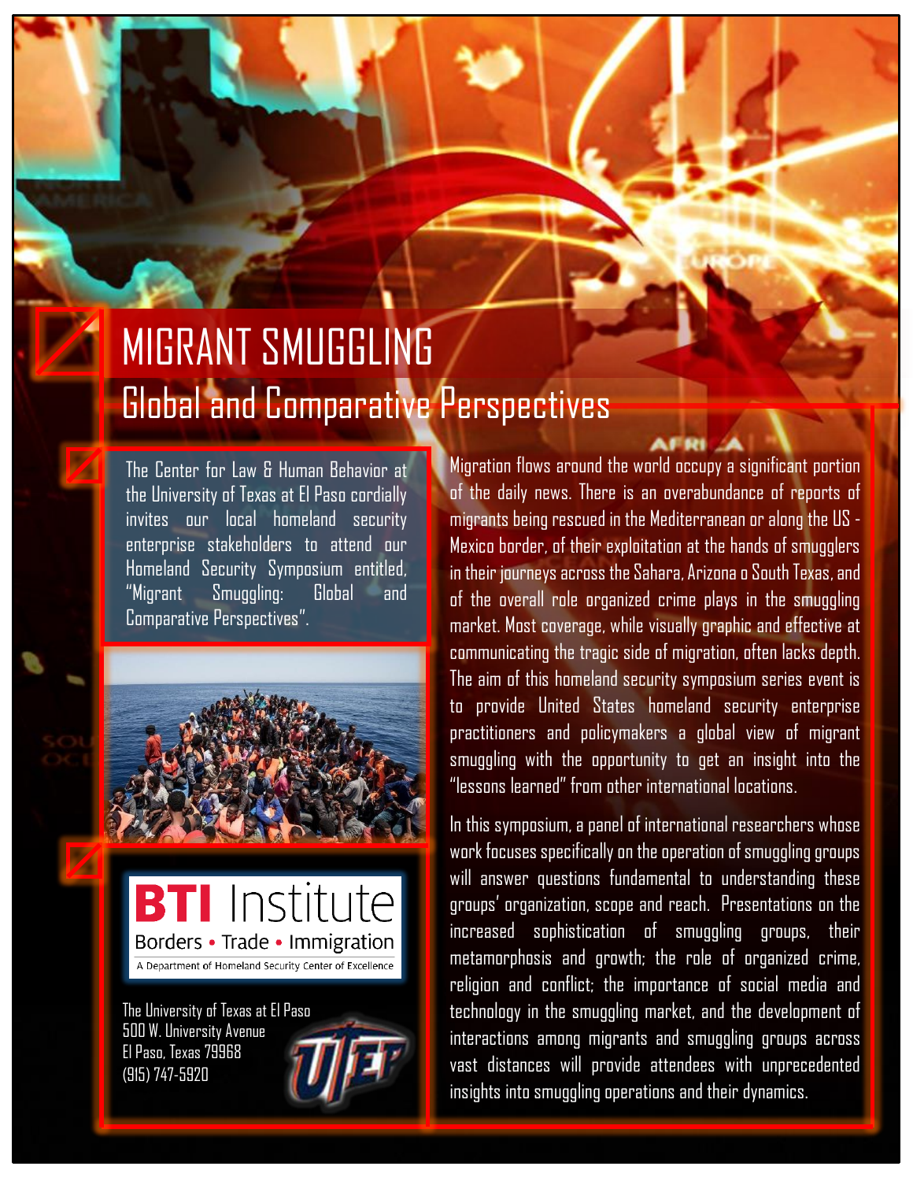# MIGRANT SMUGGLING

## Global and Comparative Perspectives

The Center for Law & Human Behavior at the University of Texas at El Paso cordially invites our local homeland security enterprise stakeholders to attend our Homeland Security Symposium entitled, "Migrant Smuggling: Global and Comparative Perspectives".

Migration flows around the world occupy a significant portion of the daily news. There is an overabundance of reports of migrants being rescued in the Mediterranean or along the US - Mexico border, of their exploitation at the hands of smugglers in their journeys across the Sahara, Arizona o South Texas, and of the overall role organized crime plays in the smuggling market. Most coverage, while visually graphic and effective at communicating the tragic side of migration, often lacks depth. The aim of this homeland security symposium series event is to provide United States homeland security enterprise practitioners and policymakers a global view of migrant smuggling with the opportunity to get an insight into the "lessons learned" from other international locations.

In this symposium, a panel of international researchers whose work focuses specifically on the operation of smuggling groups will answer questions fundamental to understanding these groups' organization, scope and reach. Presentations on the increased sophistication of smuggling groups, their metamorphosis and growth; the role of organized crime, religion and conflict; the importance of social media and technology in the smuggling market, and the development of interactions among migrants and smuggling groups across vast distances will provide attendees with unprecedented insights into smuggling operations and their dynamics.

BTI Institute
Borders • Trade • Immigration
A Department of Homeland Security Center of Excellence

The University of Texas at El Paso
500 W. University Avenue
El Paso, Texas 79968
(915) 747-5920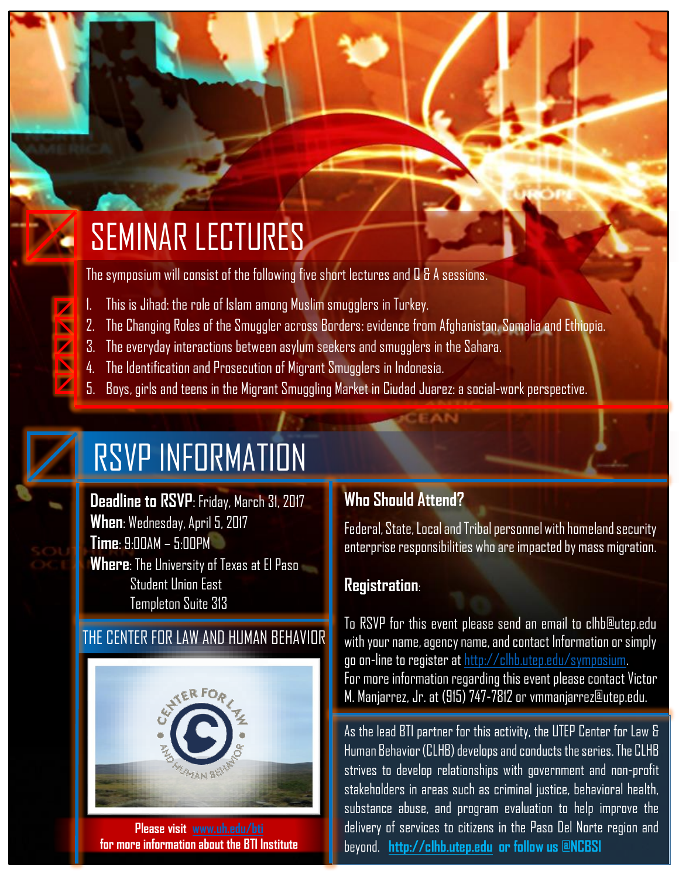# SEMINAR LECTURES

The symposium will consist of the following five short lectures and Q & A sessions.

1. This is Jihad: the role of Islam among Muslim smugglers in Turkey.
2. The Changing Roles of the Smuggler across Borders: evidence from Afghanistan, Somalia and Ethiopia.
3. The everyday interactions between asylum seekers and smugglers in the Sahara.
4. The Identification and Prosecution of Migrant Smugglers in Indonesia.
5. Boys, girls and teens in the Migrant Smuggling Market in Ciudad Juarez: a social-work perspective.

# RSVP INFORMATION

**Deadline to RSVP**: Friday, March 31, 2017
**When**: Wednesday, April 5, 2017
**Time**: 9:00AM – 5:00PM
**Where**: The University of Texas at El Paso
Student Union East
Templeton Suite 313

## THE CENTER FOR LAW AND HUMAN BEHAVIOR

**Please visit www.uh.edu/bti for more information about the BTI Institute**

## Who Should Attend?

Federal, State, Local and Tribal personnel with homeland security enterprise responsibilities who are impacted by mass migration.

## Registration:

To RSVP for this event please send an email to clhb@utep.edu with your name, agency name, and contact Information or simply go on-line to register at http://clhb.utep.edu/symposium. For more information regarding this event please contact Victor M. Manjarrez, Jr. at (915) 747-7812 or vmmanjarrez@utep.edu.

As the lead BTI partner for this activity, the UTEP Center for Law & Human Behavior (CLHB) develops and conducts the series. The CLHB strives to develop relationships with government and non-profit stakeholders in areas such as criminal justice, behavioral health, substance abuse, and program evaluation to help improve the delivery of services to citizens in the Paso Del Norte region and beyond. **http://clhb.utep.edu or follow us @NCBSI**